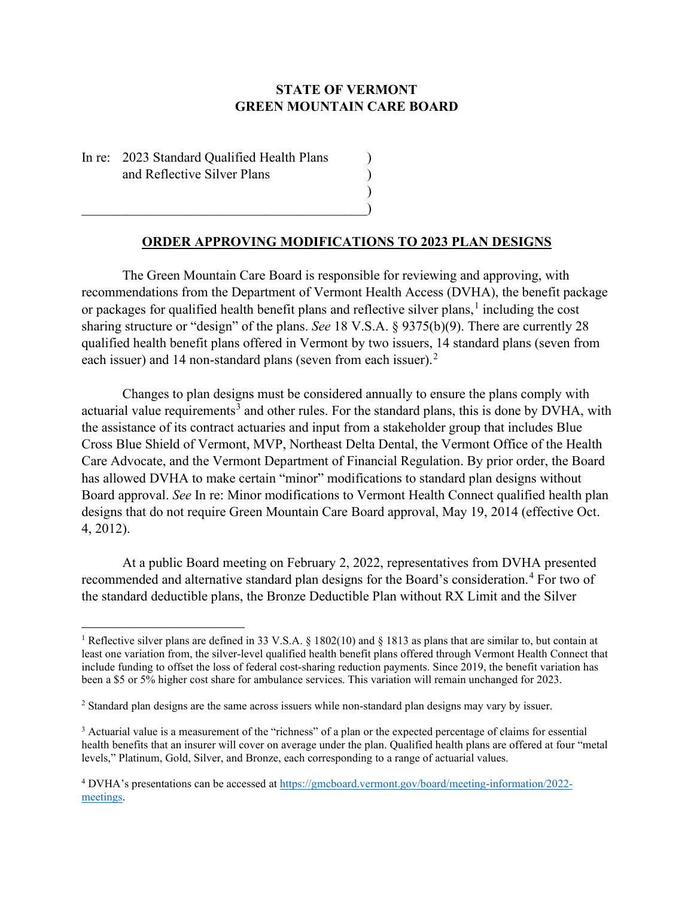**STATE OF VERMONT**
**GREEN MOUNTAIN CARE BOARD**

In re: 2023 Standard Qualified Health Plans and Reflective Silver Plans

## ORDER APPROVING MODIFICATIONS TO 2023 PLAN DESIGNS

The Green Mountain Care Board is responsible for reviewing and approving, with recommendations from the Department of Vermont Health Access (DVHA), the benefit package or packages for qualified health benefit plans and reflective silver plans,[1] including the cost sharing structure or "design" of the plans. *See* 18 V.S.A. § 9375(b)(9). There are currently 28 qualified health benefit plans offered in Vermont by two issuers, 14 standard plans (seven from each issuer) and 14 non-standard plans (seven from each issuer).[2]

Changes to plan designs must be considered annually to ensure the plans comply with actuarial value requirements[3] and other rules. For the standard plans, this is done by DVHA, with the assistance of its contract actuaries and input from a stakeholder group that includes Blue Cross Blue Shield of Vermont, MVP, Northeast Delta Dental, the Vermont Office of the Health Care Advocate, and the Vermont Department of Financial Regulation. By prior order, the Board has allowed DVHA to make certain "minor" modifications to standard plan designs without Board approval. *See* In re: Minor modifications to Vermont Health Connect qualified health plan designs that do not require Green Mountain Care Board approval, May 19, 2014 (effective Oct. 4, 2012).

At a public Board meeting on February 2, 2022, representatives from DVHA presented recommended and alternative standard plan designs for the Board's consideration.[4] For two of the standard deductible plans, the Bronze Deductible Plan without RX Limit and the Silver

---

[1] Reflective silver plans are defined in 33 V.S.A. § 1802(10) and § 1813 as plans that are similar to, but contain at least one variation from, the silver-level qualified health benefit plans offered through Vermont Health Connect that include funding to offset the loss of federal cost-sharing reduction payments. Since 2019, the benefit variation has been a $5 or 5% higher cost share for ambulance services. This variation will remain unchanged for 2023.

[2] Standard plan designs are the same across issuers while non-standard plan designs may vary by issuer.

[3] Actuarial value is a measurement of the "richness" of a plan or the expected percentage of claims for essential health benefits that an insurer will cover on average under the plan. Qualified health plans are offered at four "metal levels," Platinum, Gold, Silver, and Bronze, each corresponding to a range of actuarial values.

[4] DVHA's presentations can be accessed at https://gmcboard.vermont.gov/board/meeting-information/2022-meetings.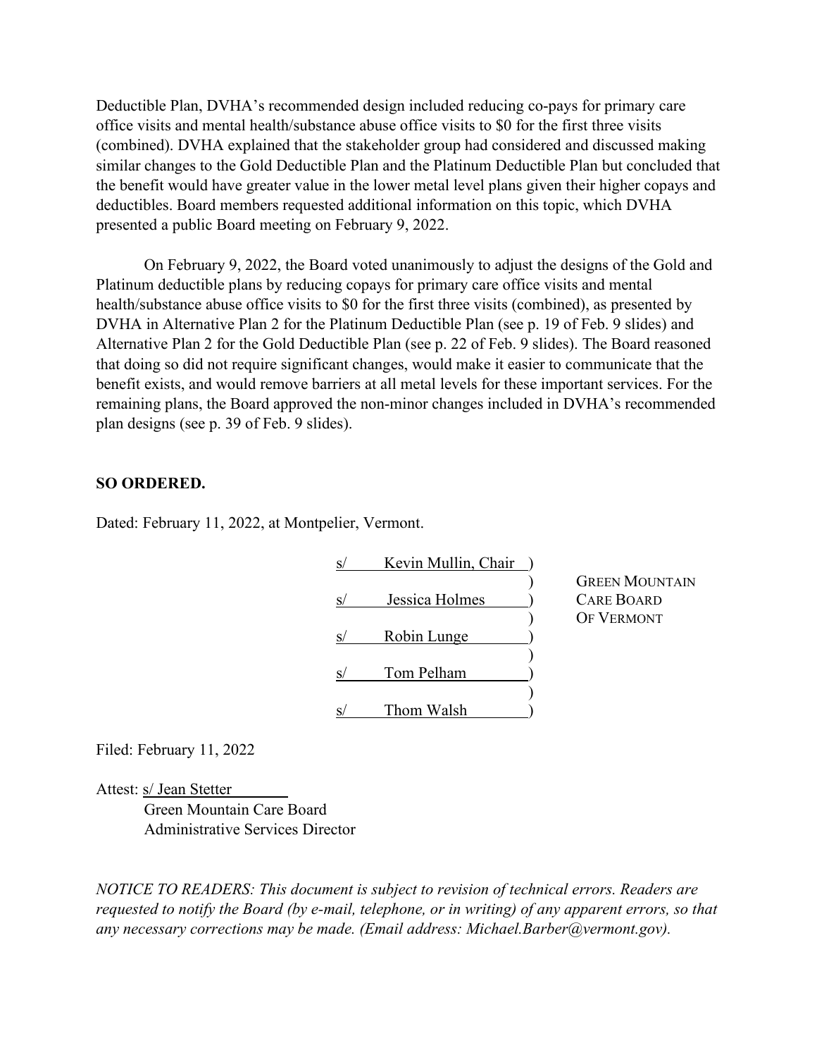Deductible Plan, DVHA's recommended design included reducing co-pays for primary care office visits and mental health/substance abuse office visits to $0 for the first three visits (combined). DVHA explained that the stakeholder group had considered and discussed making similar changes to the Gold Deductible Plan and the Platinum Deductible Plan but concluded that the benefit would have greater value in the lower metal level plans given their higher copays and deductibles. Board members requested additional information on this topic, which DVHA presented a public Board meeting on February 9, 2022.

On February 9, 2022, the Board voted unanimously to adjust the designs of the Gold and Platinum deductible plans by reducing copays for primary care office visits and mental health/substance abuse office visits to $0 for the first three visits (combined), as presented by DVHA in Alternative Plan 2 for the Platinum Deductible Plan (see p. 19 of Feb. 9 slides) and Alternative Plan 2 for the Gold Deductible Plan (see p. 22 of Feb. 9 slides). The Board reasoned that doing so did not require significant changes, would make it easier to communicate that the benefit exists, and would remove barriers at all metal levels for these important services. For the remaining plans, the Board approved the non-minor changes included in DVHA's recommended plan designs (see p. 39 of Feb. 9 slides).

**SO ORDERED.**

Dated: February 11, 2022, at Montpelier, Vermont.

s/ Kevin Mullin, Chair

s/ Jessica Holmes

s/ Robin Lunge

s/ Tom Pelham

s/ Thom Walsh

GREEN MOUNTAIN CARE BOARD OF VERMONT

Filed: February 11, 2022

Attest: s/ Jean Stetter
Green Mountain Care Board
Administrative Services Director

*NOTICE TO READERS: This document is subject to revision of technical errors. Readers are requested to notify the Board (by e-mail, telephone, or in writing) of any apparent errors, so that any necessary corrections may be made. (Email address: Michael.Barber@vermont.gov).*